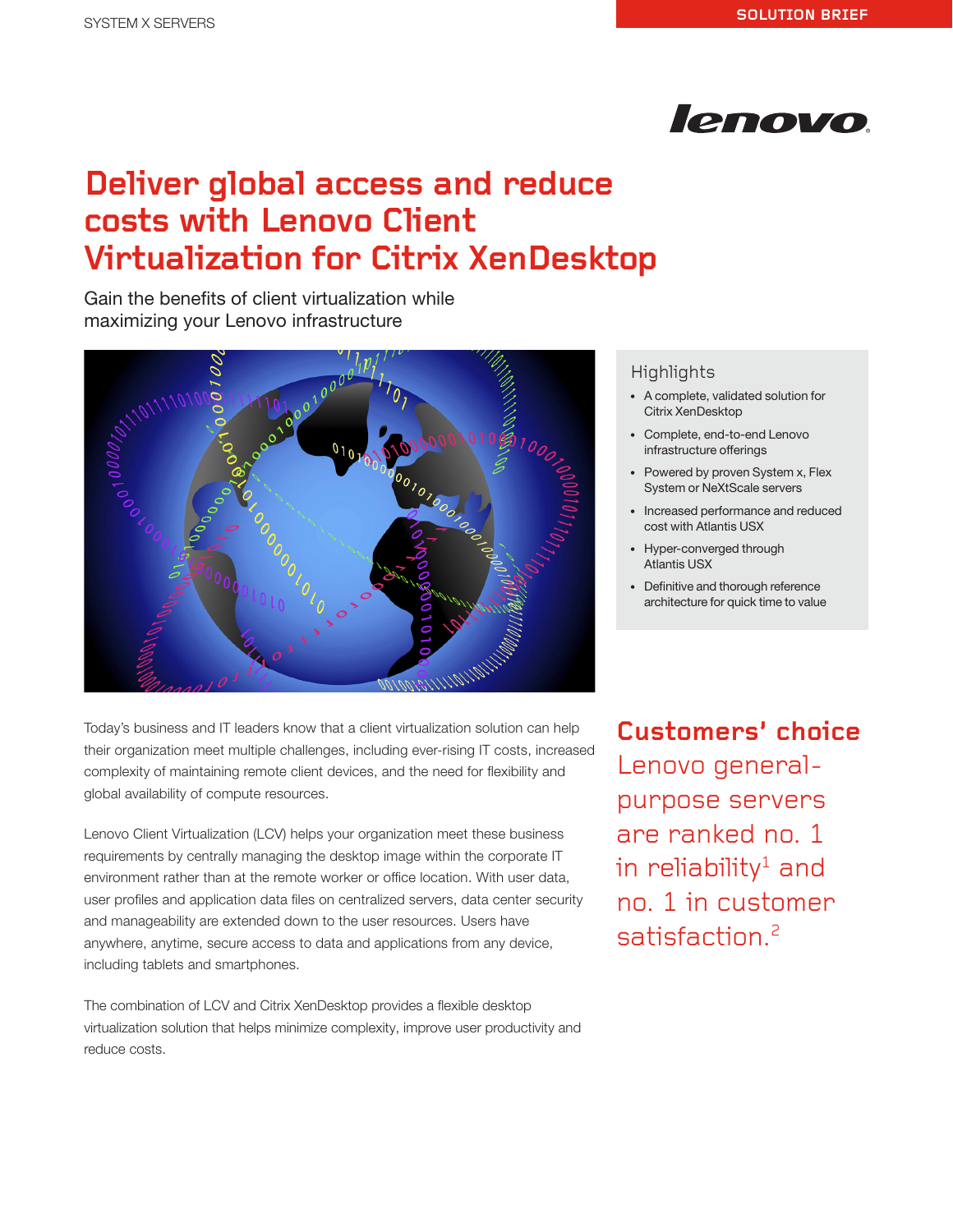SYSTEM X SERVERS

SOLUTION BRIEF

# Deliver global access and reduce costs with Lenovo Client Virtualization for Citrix XenDesktop

Gain the benefits of client virtualization while maximizing your Lenovo infrastructure

## Highlights

- A complete, validated solution for Citrix XenDesktop
- Complete, end-to-end Lenovo infrastructure offerings
- Powered by proven System x, Flex System or NeXtScale servers
- Increased performance and reduced cost with Atlantis USX
- Hyper-converged through Atlantis USX
- Definitive and thorough reference architecture for quick time to value

Today's business and IT leaders know that a client virtualization solution can help their organization meet multiple challenges, including ever-rising IT costs, increased complexity of maintaining remote client devices, and the need for flexibility and global availability of compute resources.

Lenovo Client Virtualization (LCV) helps your organization meet these business requirements by centrally managing the desktop image within the corporate IT environment rather than at the remote worker or office location. With user data, user profiles and application data files on centralized servers, data center security and manageability are extended down to the user resources. Users have anywhere, anytime, secure access to data and applications from any device, including tablets and smartphones.

The combination of LCV and Citrix XenDesktop provides a flexible desktop virtualization solution that helps minimize complexity, improve user productivity and reduce costs.

## Customers' choice

Lenovo general-purpose servers are ranked no. 1 in reliability[1] and no. 1 in customer satisfaction.[2]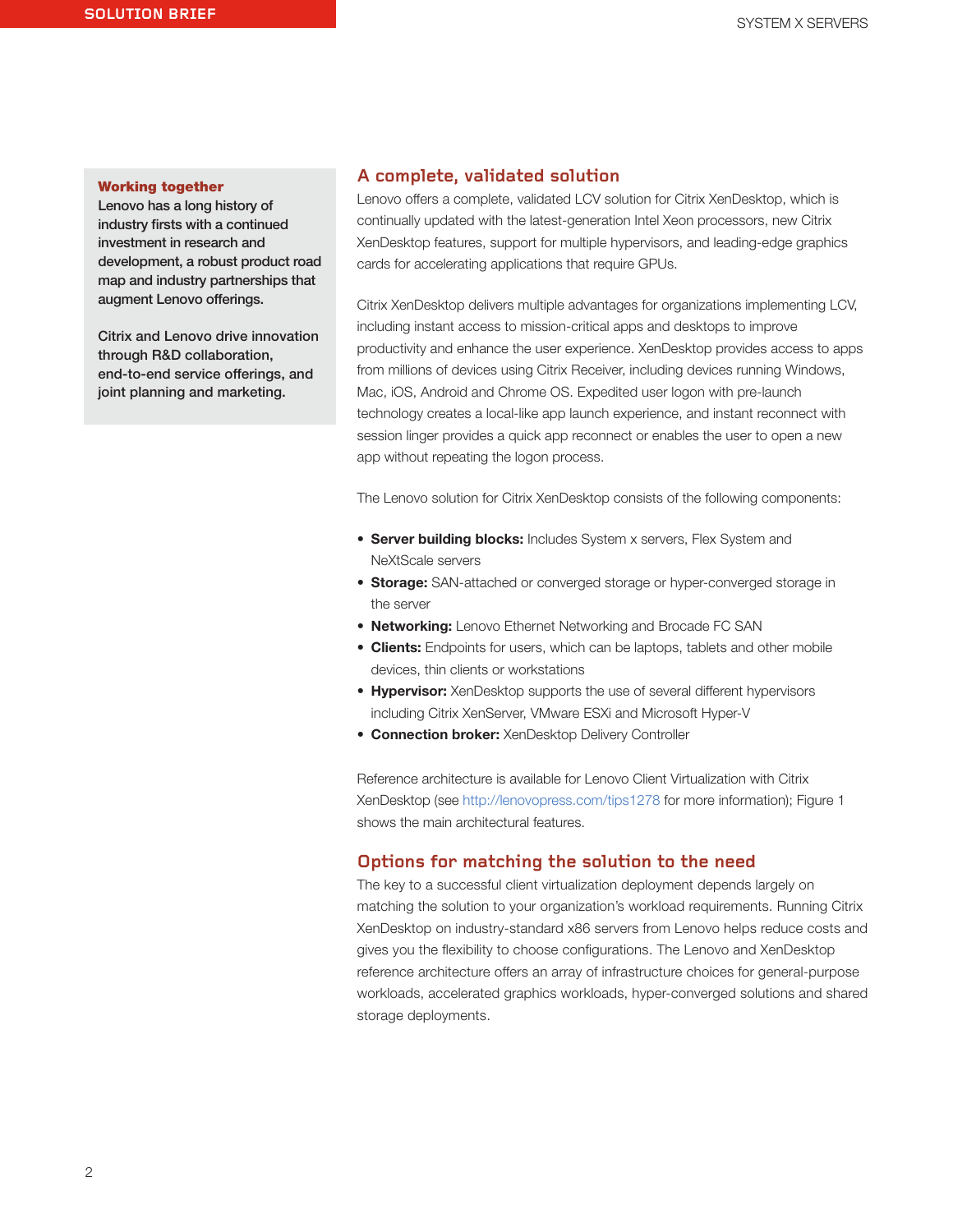### Working together

**Lenovo has a long history of industry firsts with a continued investment in research and development, a robust product road map and industry partnerships that augment Lenovo offerings.**

**Citrix and Lenovo drive innovation through R&D collaboration, end-to-end service offerings, and joint planning and marketing.**

## A complete, validated solution

Lenovo offers a complete, validated LCV solution for Citrix XenDesktop, which is continually updated with the latest-generation Intel Xeon processors, new Citrix XenDesktop features, support for multiple hypervisors, and leading-edge graphics cards for accelerating applications that require GPUs.

Citrix XenDesktop delivers multiple advantages for organizations implementing LCV, including instant access to mission-critical apps and desktops to improve productivity and enhance the user experience. XenDesktop provides access to apps from millions of devices using Citrix Receiver, including devices running Windows, Mac, iOS, Android and Chrome OS. Expedited user logon with pre-launch technology creates a local-like app launch experience, and instant reconnect with session linger provides a quick app reconnect or enables the user to open a new app without repeating the logon process.

The Lenovo solution for Citrix XenDesktop consists of the following components:

- **Server building blocks:** Includes System x servers, Flex System and NeXtScale servers
- **Storage:** SAN-attached or converged storage or hyper-converged storage in the server
- **Networking:** Lenovo Ethernet Networking and Brocade FC SAN
- **Clients:** Endpoints for users, which can be laptops, tablets and other mobile devices, thin clients or workstations
- **Hypervisor:** XenDesktop supports the use of several different hypervisors including Citrix XenServer, VMware ESXi and Microsoft Hyper-V
- **Connection broker:** XenDesktop Delivery Controller

Reference architecture is available for Lenovo Client Virtualization with Citrix XenDesktop (see http://lenovopress.com/tips1278 for more information); Figure 1 shows the main architectural features.

## Options for matching the solution to the need

The key to a successful client virtualization deployment depends largely on matching the solution to your organization's workload requirements. Running Citrix XenDesktop on industry-standard x86 servers from Lenovo helps reduce costs and gives you the flexibility to choose configurations. The Lenovo and XenDesktop reference architecture offers an array of infrastructure choices for general-purpose workloads, accelerated graphics workloads, hyper-converged solutions and shared storage deployments.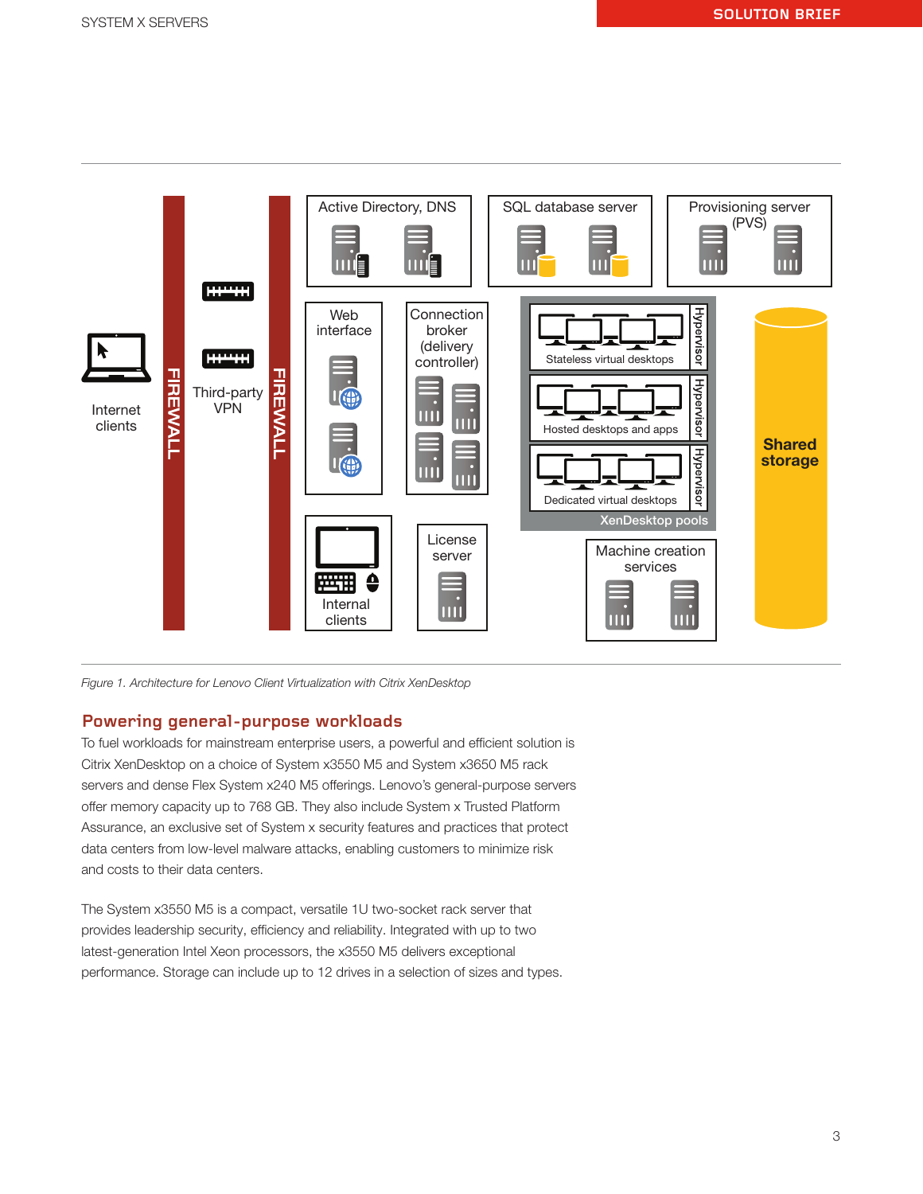*Figure 1. Architecture for Lenovo Client Virtualization with Citrix XenDesktop*

## Powering general-purpose workloads

To fuel workloads for mainstream enterprise users, a powerful and efficient solution is Citrix XenDesktop on a choice of System x3550 M5 and System x3650 M5 rack servers and dense Flex System x240 M5 offerings. Lenovo's general-purpose servers offer memory capacity up to 768 GB. They also include System x Trusted Platform Assurance, an exclusive set of System x security features and practices that protect data centers from low-level malware attacks, enabling customers to minimize risk and costs to their data centers.

The System x3550 M5 is a compact, versatile 1U two-socket rack server that provides leadership security, efficiency and reliability. Integrated with up to two latest-generation Intel Xeon processors, the x3550 M5 delivers exceptional performance. Storage can include up to 12 drives in a selection of sizes and types.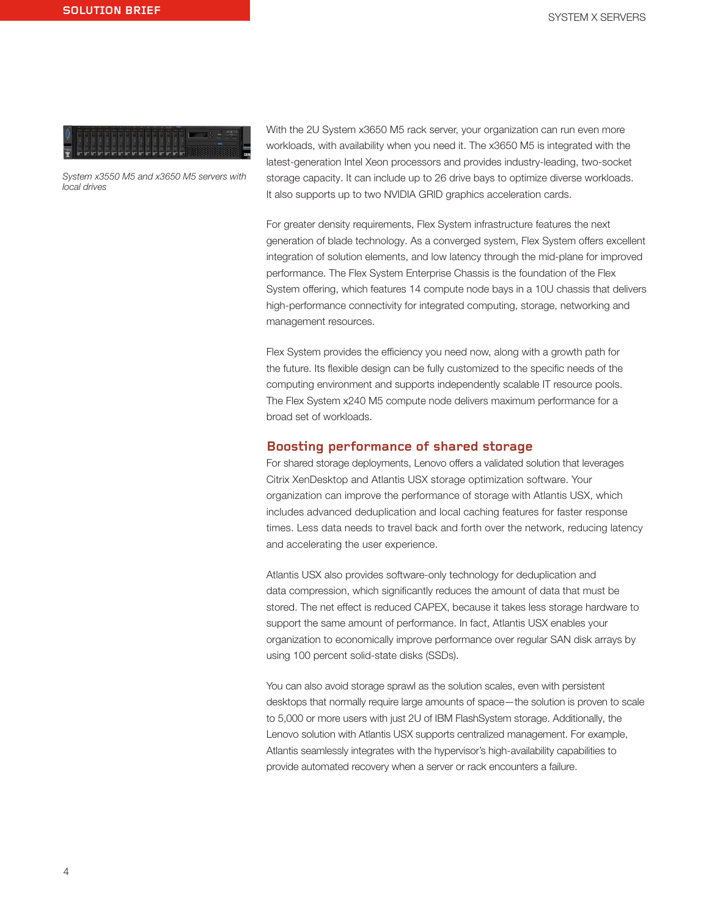*System x3550 M5 and x3650 M5 servers with local drives*

With the 2U System x3650 M5 rack server, your organization can run even more workloads, with availability when you need it. The x3650 M5 is integrated with the latest-generation Intel Xeon processors and provides industry-leading, two-socket storage capacity. It can include up to 26 drive bays to optimize diverse workloads. It also supports up to two NVIDIA GRID graphics acceleration cards.

For greater density requirements, Flex System infrastructure features the next generation of blade technology. As a converged system, Flex System offers excellent integration of solution elements, and low latency through the mid-plane for improved performance. The Flex System Enterprise Chassis is the foundation of the Flex System offering, which features 14 compute node bays in a 10U chassis that delivers high-performance connectivity for integrated computing, storage, networking and management resources.

Flex System provides the efficiency you need now, along with a growth path for the future. Its flexible design can be fully customized to the specific needs of the computing environment and supports independently scalable IT resource pools. The Flex System x240 M5 compute node delivers maximum performance for a broad set of workloads.

## Boosting performance of shared storage

For shared storage deployments, Lenovo offers a validated solution that leverages Citrix XenDesktop and Atlantis USX storage optimization software. Your organization can improve the performance of storage with Atlantis USX, which includes advanced deduplication and local caching features for faster response times. Less data needs to travel back and forth over the network, reducing latency and accelerating the user experience.

Atlantis USX also provides software-only technology for deduplication and data compression, which significantly reduces the amount of data that must be stored. The net effect is reduced CAPEX, because it takes less storage hardware to support the same amount of performance. In fact, Atlantis USX enables your organization to economically improve performance over regular SAN disk arrays by using 100 percent solid-state disks (SSDs).

You can also avoid storage sprawl as the solution scales, even with persistent desktops that normally require large amounts of space—the solution is proven to scale to 5,000 or more users with just 2U of IBM FlashSystem storage. Additionally, the Lenovo solution with Atlantis USX supports centralized management. For example, Atlantis seamlessly integrates with the hypervisor's high-availability capabilities to provide automated recovery when a server or rack encounters a failure.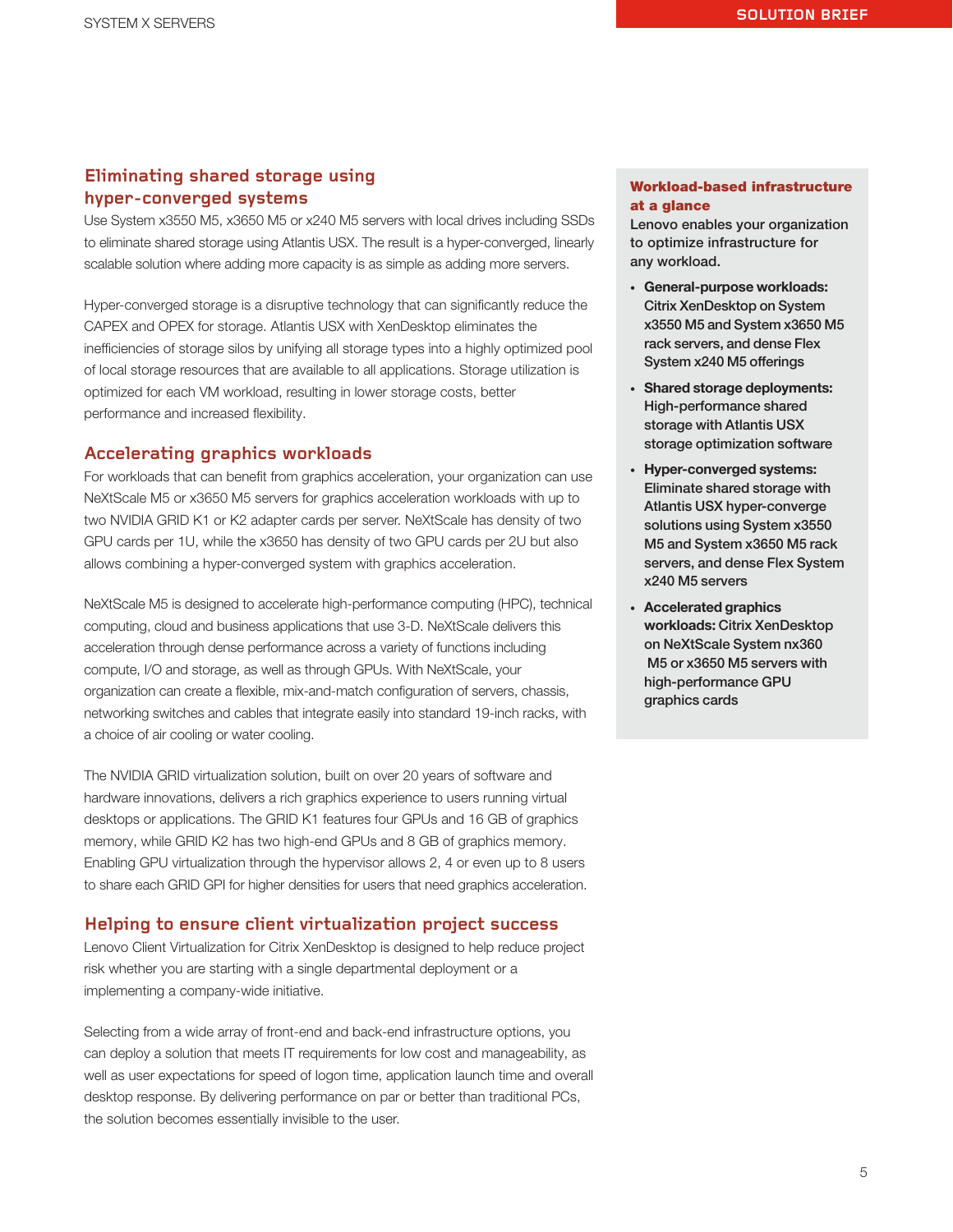## Eliminating shared storage using hyper-converged systems

Use System x3550 M5, x3650 M5 or x240 M5 servers with local drives including SSDs to eliminate shared storage using Atlantis USX. The result is a hyper-converged, linearly scalable solution where adding more capacity is as simple as adding more servers.

Hyper-converged storage is a disruptive technology that can significantly reduce the CAPEX and OPEX for storage. Atlantis USX with XenDesktop eliminates the inefficiencies of storage silos by unifying all storage types into a highly optimized pool of local storage resources that are available to all applications. Storage utilization is optimized for each VM workload, resulting in lower storage costs, better performance and increased flexibility.

## Accelerating graphics workloads

For workloads that can benefit from graphics acceleration, your organization can use NeXtScale M5 or x3650 M5 servers for graphics acceleration workloads with up to two NVIDIA GRID K1 or K2 adapter cards per server. NeXtScale has density of two GPU cards per 1U, while the x3650 has density of two GPU cards per 2U but also allows combining a hyper-converged system with graphics acceleration.

NeXtScale M5 is designed to accelerate high-performance computing (HPC), technical computing, cloud and business applications that use 3-D. NeXtScale delivers this acceleration through dense performance across a variety of functions including compute, I/O and storage, as well as through GPUs. With NeXtScale, your organization can create a flexible, mix-and-match configuration of servers, chassis, networking switches and cables that integrate easily into standard 19-inch racks, with a choice of air cooling or water cooling.

The NVIDIA GRID virtualization solution, built on over 20 years of software and hardware innovations, delivers a rich graphics experience to users running virtual desktops or applications. The GRID K1 features four GPUs and 16 GB of graphics memory, while GRID K2 has two high-end GPUs and 8 GB of graphics memory. Enabling GPU virtualization through the hypervisor allows 2, 4 or even up to 8 users to share each GRID GPI for higher densities for users that need graphics acceleration.

## Helping to ensure client virtualization project success

Lenovo Client Virtualization for Citrix XenDesktop is designed to help reduce project risk whether you are starting with a single departmental deployment or a implementing a company-wide initiative.

Selecting from a wide array of front-end and back-end infrastructure options, you can deploy a solution that meets IT requirements for low cost and manageability, as well as user expectations for speed of logon time, application launch time and overall desktop response. By delivering performance on par or better than traditional PCs, the solution becomes essentially invisible to the user.

### Workload-based infrastructure at a glance

Lenovo enables your organization to optimize infrastructure for any workload.

- **General-purpose workloads:** Citrix XenDesktop on System x3550 M5 and System x3650 M5 rack servers, and dense Flex System x240 M5 offerings
- **Shared storage deployments:** High-performance shared storage with Atlantis USX storage optimization software
- **Hyper-converged systems:** Eliminate shared storage with Atlantis USX hyper-converge solutions using System x3550 M5 and System x3650 M5 rack servers, and dense Flex System x240 M5 servers
- **Accelerated graphics workloads:** Citrix XenDesktop on NeXtScale System nx360 M5 or x3650 M5 servers with high-performance GPU graphics cards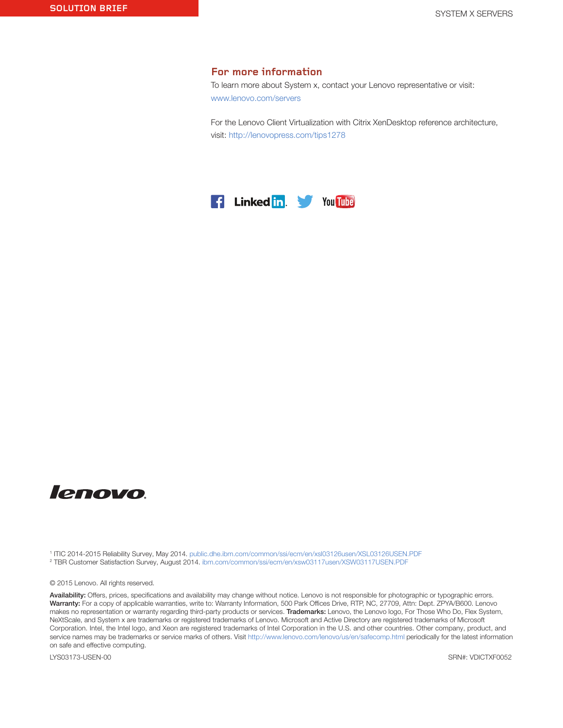## For more information

To learn more about System x, contact your Lenovo representative or visit: www.lenovo.com/servers

For the Lenovo Client Virtualization with Citrix XenDesktop reference architecture, visit: http://lenovopress.com/tips1278

[1] ITIC 2014-2015 Reliability Survey, May 2014. public.dhe.ibm.com/common/ssi/ecm/en/xsl03126usen/XSL03126USEN.PDF
[2] TBR Customer Satisfaction Survey, August 2014. ibm.com/common/ssi/ecm/en/xsw03117usen/XSW03117USEN.PDF

© 2015 Lenovo. All rights reserved.

**Availability:** Offers, prices, specifications and availability may change without notice. Lenovo is not responsible for photographic or typographic errors. **Warranty:** For a copy of applicable warranties, write to: Warranty Information, 500 Park Offices Drive, RTP, NC, 27709, Attn: Dept. ZPYA/B600. Lenovo makes no representation or warranty regarding third-party products or services. **Trademarks:** Lenovo, the Lenovo logo, For Those Who Do, Flex System, NeXtScale, and System x are trademarks or registered trademarks of Lenovo. Microsoft and Active Directory are registered trademarks of Microsoft Corporation. Intel, the Intel logo, and Xeon are registered trademarks of Intel Corporation in the U.S. and other countries. Other company, product, and service names may be trademarks or service marks of others. Visit http://www.lenovo.com/lenovo/us/en/safecomp.html periodically for the latest information on safe and effective computing.

LYS03173-USEN-00

SRN#: VDICTXF0052